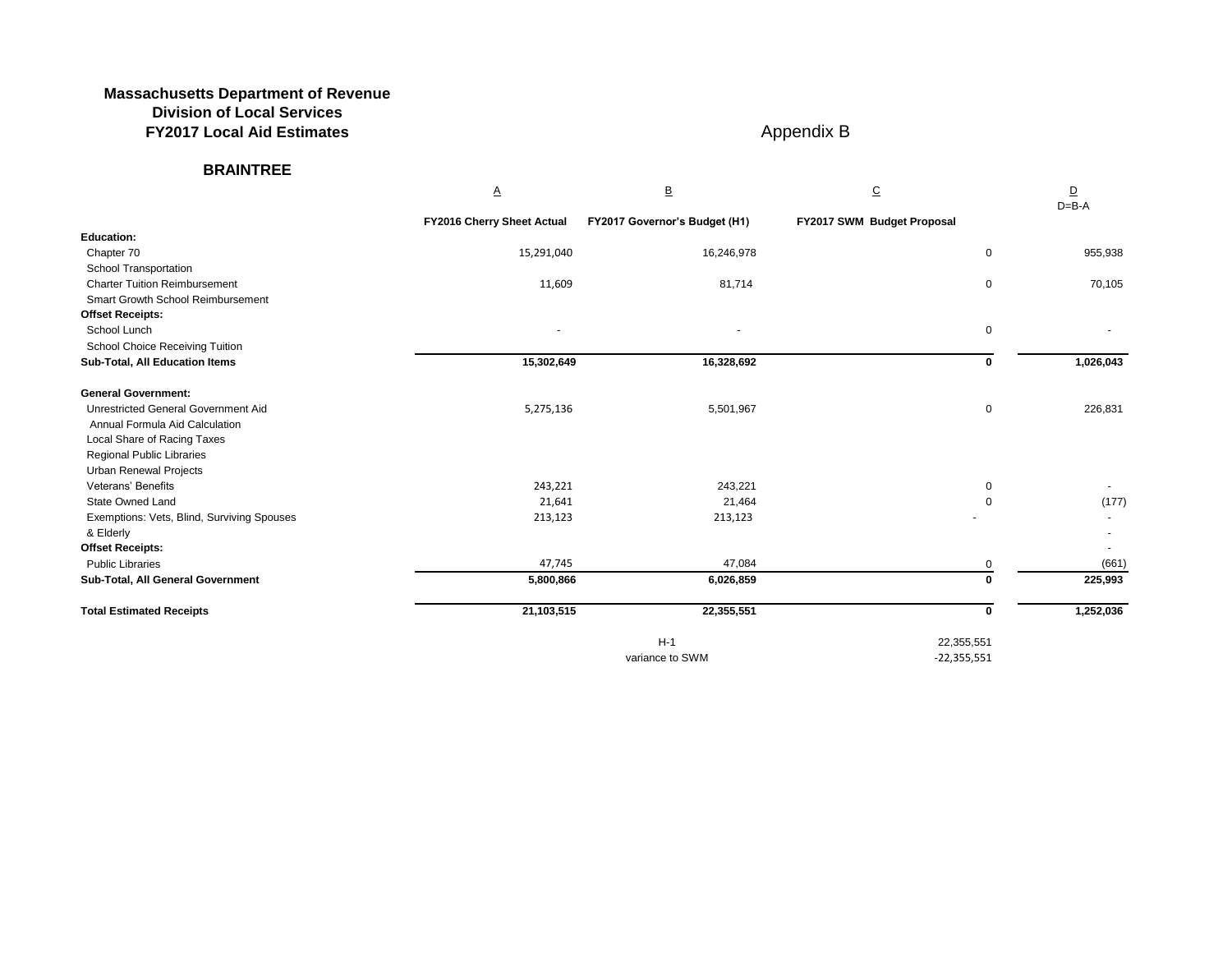**Massachusetts Department of Revenue**
**Division of Local Services**
**FY2017 Local Aid Estimates**

Appendix B

**BRAINTREE**

| | A | B | C | D |
|---|---|---|---|---|
| | **FY2016 Cherry Sheet Actual** | **FY2017 Governor's Budget (H1)** | **FY2017 SWM Budget Proposal** | D=B-A |
| **Education:** | | | | |
| Chapter 70 | 15,291,040 | 16,246,978 | 0 | 955,938 |
| School Transportation | | | | |
| Charter Tuition Reimbursement | 11,609 | 81,714 | 0 | 70,105 |
| Smart Growth School Reimbursement | | | | |
| **Offset Receipts:** | | | | |
| School Lunch | - | - | 0 | - |
| School Choice Receiving Tuition | | | | |
| **Sub-Total, All Education Items** | **15,302,649** | **16,328,692** | **0** | **1,026,043** |
| **General Government:** | | | | |
| Unrestricted General Government Aid | 5,275,136 | 5,501,967 | 0 | 226,831 |
| Annual Formula Aid Calculation | | | | |
| Local Share of Racing Taxes | | | | |
| Regional Public Libraries | | | | |
| Urban Renewal Projects | | | | |
| Veterans' Benefits | 243,221 | 243,221 | 0 | - |
| State Owned Land | 21,641 | 21,464 | 0 | (177) |
| Exemptions: Vets, Blind, Surviving Spouses | 213,123 | 213,123 | - | - |
| & Elderly | | | | - |
| **Offset Receipts:** | | | | - |
| Public Libraries | 47,745 | 47,084 | 0 | (661) |
| **Sub-Total, All General Government** | **5,800,866** | **6,026,859** | **0** | **225,993** |
| **Total Estimated Receipts** | **21,103,515** | **22,355,551** | **0** | **1,252,036** |
| | | H-1 | 22,355,551 | |
| | | variance to SWM | -22,355,551 | |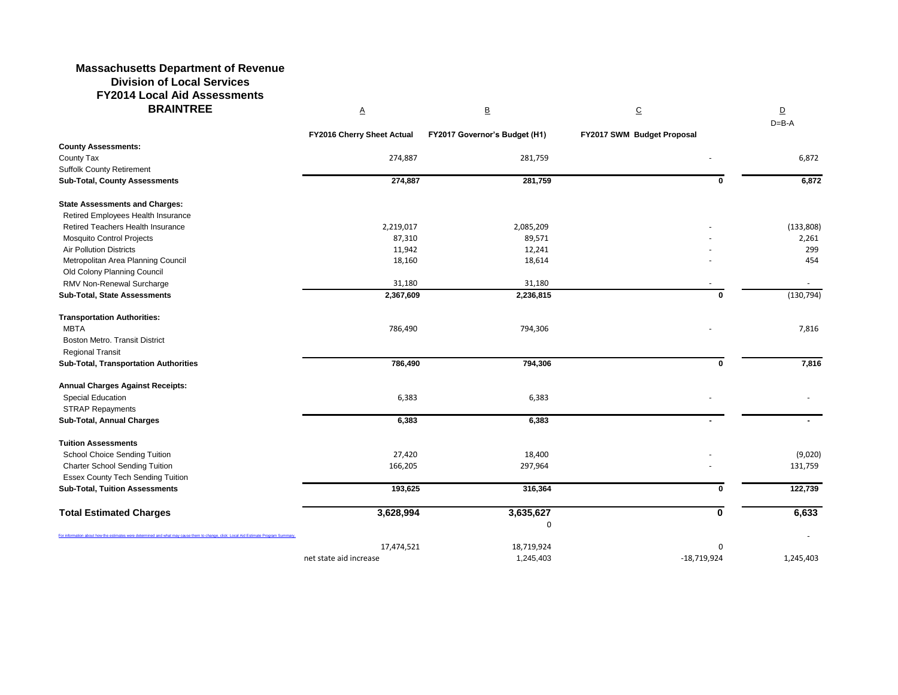**Massachusetts Department of Revenue**
**Division of Local Services**
**FY2014 Local Aid Assessments**
**BRAINTREE**

| | A | B | C | D |
|---|---|---|---|---|
| | FY2016 Cherry Sheet Actual | FY2017 Governor's Budget (H1) | FY2017 SWM Budget Proposal | D=B-A |
| **County Assessments:** | | | | |
| County Tax | 274,887 | 281,759 | - | 6,872 |
| Suffolk County Retirement | | | | |
| **Sub-Total, County Assessments** | **274,887** | **281,759** | **0** | **6,872** |
| **State Assessments and Charges:** | | | | |
| Retired Employees Health Insurance | | | | |
| Retired Teachers Health Insurance | 2,219,017 | 2,085,209 | - | (133,808) |
| Mosquito Control Projects | 87,310 | 89,571 | - | 2,261 |
| Air Pollution Districts | 11,942 | 12,241 | - | 299 |
| Metropolitan Area Planning Council | 18,160 | 18,614 | - | 454 |
| Old Colony Planning Council | | | | |
| RMV Non-Renewal Surcharge | 31,180 | 31,180 | - | - |
| **Sub-Total, State Assessments** | **2,367,609** | **2,236,815** | **0** | (130,794) |
| **Transportation Authorities:** | | | | |
| MBTA | 786,490 | 794,306 | - | 7,816 |
| Boston Metro. Transit District | | | | |
| Regional Transit | | | | |
| **Sub-Total, Transportation Authorities** | **786,490** | **794,306** | **0** | **7,816** |
| **Annual Charges Against Receipts:** | | | | |
| Special Education | 6,383 | 6,383 | - | - |
| STRAP Repayments | | | | |
| **Sub-Total, Annual Charges** | **6,383** | **6,383** | **-** | **-** |
| **Tuition Assessments** | | | | |
| School Choice Sending Tuition | 27,420 | 18,400 | - | (9,020) |
| Charter School Sending Tuition | 166,205 | 297,964 | - | 131,759 |
| Essex County Tech Sending Tuition | | | | |
| **Sub-Total, Tuition Assessments** | **193,625** | **316,364** | **0** | **122,739** |
| **Total Estimated Charges** | **3,628,994** | **3,635,627** | **0** | **6,633** |
| | | 0 | | |
| For information about how the estimates were determined and what may cause them to change, click: Local Aid Estimate Program Summary. | | | | - |
| | 17,474,521 | 18,719,924 | 0 | |
| | net state aid increase | 1,245,403 | -18,719,924 | 1,245,403 |